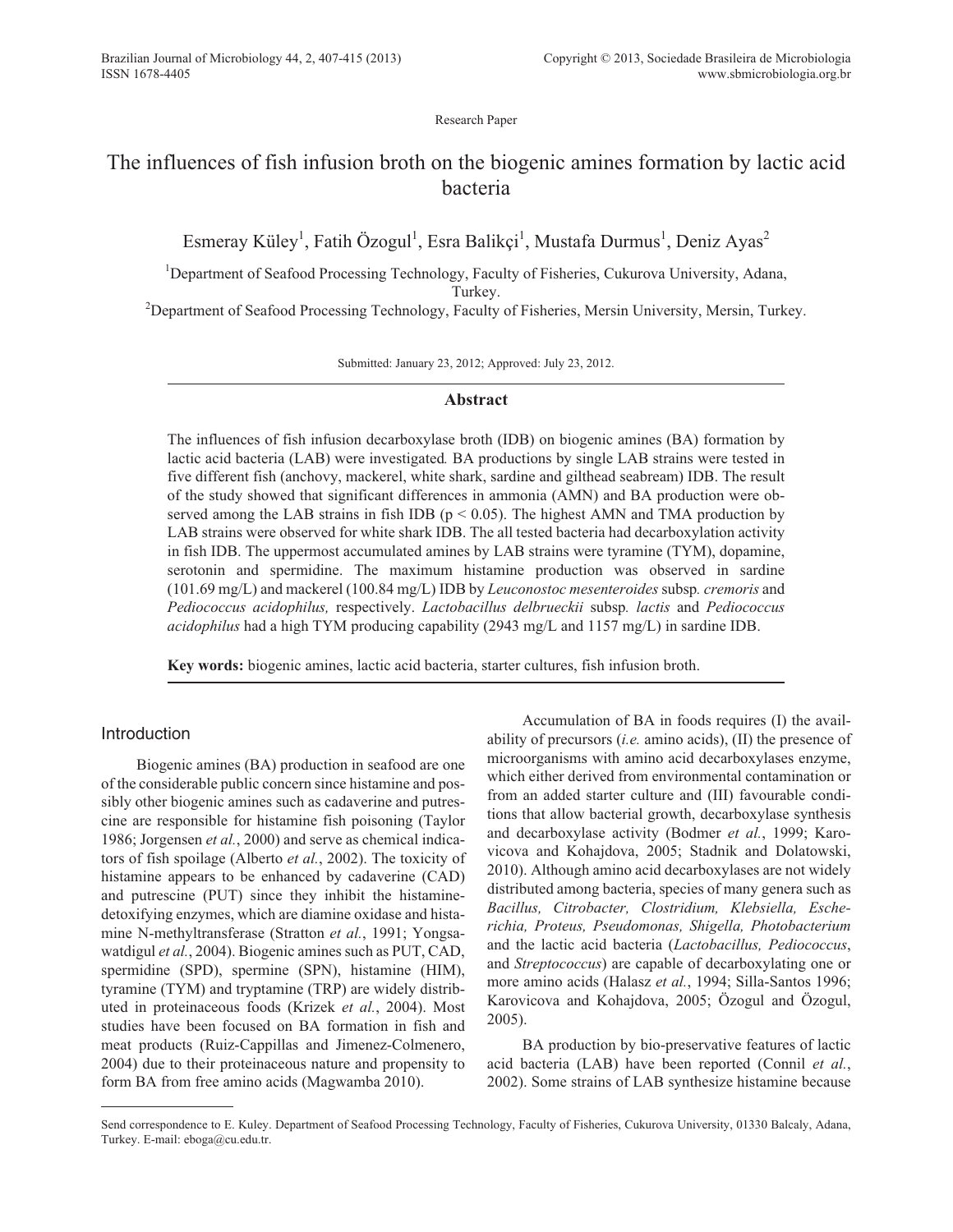Research Paper

# The influences of fish infusion broth on the biogenic amines formation by lactic acid bacteria

Esmeray Küley[1], Fatih Özogul[1], Esra Balikçi[1], Mustafa Durmus[1], Deniz Ayas[2]

[1]Department of Seafood Processing Technology, Faculty of Fisheries, Cukurova University, Adana, Turkey.
[2]Department of Seafood Processing Technology, Faculty of Fisheries, Mersin University, Mersin, Turkey.

Submitted: January 23, 2012; Approved: July 23, 2012.

## Abstract

The influences of fish infusion decarboxylase broth (IDB) on biogenic amines (BA) formation by lactic acid bacteria (LAB) were investigated*.* BA productions by single LAB strains were tested in five different fish (anchovy, mackerel, white shark, sardine and gilthead seabream) IDB. The result of the study showed that significant differences in ammonia (AMN) and BA production were observed among the LAB strains in fish IDB ($p < 0.05$). The highest AMN and TMA production by LAB strains were observed for white shark IDB. The all tested bacteria had decarboxylation activity in fish IDB. The uppermost accumulated amines by LAB strains were tyramine (TYM), dopamine, serotonin and spermidine. The maximum histamine production was observed in sardine (101.69 mg/L) and mackerel (100.84 mg/L) IDB by *Leuconostoc mesenteroides* subsp*. cremoris* and *Pediococcus acidophilus,* respectively. *Lactobacillus delbrueckii* subsp*. lactis* and *Pediococcus acidophilus* had a high TYM producing capability (2943 mg/L and 1157 mg/L) in sardine IDB.

**Key words:** biogenic amines, lactic acid bacteria, starter cultures, fish infusion broth.

## Introduction

Biogenic amines (BA) production in seafood are one of the considerable public concern since histamine and possibly other biogenic amines such as cadaverine and putrescine are responsible for histamine fish poisoning (Taylor 1986; Jorgensen *et al.*, 2000) and serve as chemical indicators of fish spoilage (Alberto *et al.*, 2002). The toxicity of histamine appears to be enhanced by cadaverine (CAD) and putrescine (PUT) since they inhibit the histamine-detoxifying enzymes, which are diamine oxidase and histamine N-methyltransferase (Stratton *et al.*, 1991; Yongsawatdigul *et al.*, 2004). Biogenic amines such as PUT, CAD, spermidine (SPD), spermine (SPN), histamine (HIM), tyramine (TYM) and tryptamine (TRP) are widely distributed in proteinaceous foods (Krizek *et al.*, 2004). Most studies have been focused on BA formation in fish and meat products (Ruiz-Cappillas and Jimenez-Colmenero, 2004) due to their proteinaceous nature and propensity to form BA from free amino acids (Magwamba 2010).

Accumulation of BA in foods requires (I) the availability of precursors (*i.e.* amino acids), (II) the presence of microorganisms with amino acid decarboxylases enzyme, which either derived from environmental contamination or from an added starter culture and (III) favourable conditions that allow bacterial growth, decarboxylase synthesis and decarboxylase activity (Bodmer *et al.*, 1999; Karovicova and Kohajdova, 2005; Stadnik and Dolatowski, 2010). Although amino acid decarboxylases are not widely distributed among bacteria, species of many genera such as *Bacillus, Citrobacter, Clostridium, Klebsiella, Escherichia, Proteus, Pseudomonas, Shigella, Photobacterium* and the lactic acid bacteria (*Lactobacillus, Pediococcus*, and *Streptococcus*) are capable of decarboxylating one or more amino acids (Halasz *et al.*, 1994; Silla-Santos 1996; Karovicova and Kohajdova, 2005; Özogul and Özogul, 2005).

BA production by bio-preservative features of lactic acid bacteria (LAB) have been reported (Connil *et al.*, 2002). Some strains of LAB synthesize histamine because

---

Send correspondence to E. Kuley. Department of Seafood Processing Technology, Faculty of Fisheries, Cukurova University, 01330 Balcaly, Adana, Turkey. E-mail: eboga@cu.edu.tr.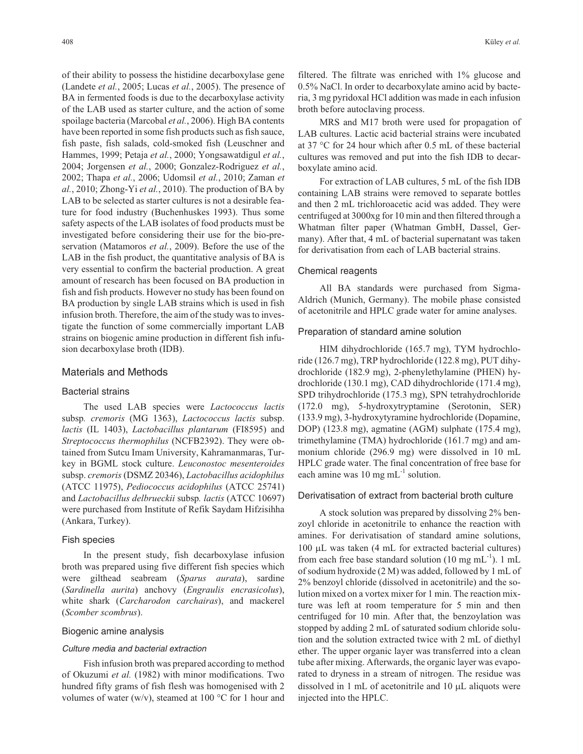of their ability to possess the histidine decarboxylase gene (Landete *et al.*, 2005; Lucas *et al.*, 2005). The presence of BA in fermented foods is due to the decarboxylase activity of the LAB used as starter culture, and the action of some spoilage bacteria (Marcobal *et al.*, 2006). High BA contents have been reported in some fish products such as fish sauce, fish paste, fish salads, cold-smoked fish (Leuschner and Hammes, 1999; Petaja *et al.*, 2000; Yongsawatdigul *et al.*, 2004; Jorgensen *et al.*, 2000; Gonzalez-Rodriguez *et al.*, 2002; Thapa *et al.*, 2006; Udomsil *et al.*, 2010; Zaman *et al.*, 2010; Zhong-Yi *et al.*, 2010). The production of BA by LAB to be selected as starter cultures is not a desirable feature for food industry (Buchenhuskes 1993). Thus some safety aspects of the LAB isolates of food products must be investigated before considering their use for the bio-preservation (Matamoros *et al.*, 2009). Before the use of the LAB in the fish product, the quantitative analysis of BA is very essential to confirm the bacterial production. A great amount of research has been focused on BA production in fish and fish products. However no study has been found on BA production by single LAB strains which is used in fish infusion broth. Therefore, the aim of the study was to investigate the function of some commercially important LAB strains on biogenic amine production in different fish infusion decarboxylase broth (IDB).

## Materials and Methods

### Bacterial strains

The used LAB species were *Lactococcus lactis* subsp*. cremoris* (MG 1363), *Lactococcus lactis* subsp. *lactis* (IL 1403), *Lactobacillus plantarum* (FI8595) and *Streptococcus thermophilus* (NCFB2392). They were obtained from Sutcu Imam University, Kahramanmaras, Turkey in BGML stock culture. *Leuconostoc mesenteroides* subsp. *cremoris* (DSMZ 20346), *Lactobacillus acidophilus* (ATCC 11975), *Pediococcus acidophilus* (ATCC 25741) and *Lactobacillus delbrueckii* subsp*. lactis* (ATCC 10697) were purchased from Institute of Refik Saydam Hifzisihha (Ankara, Turkey).

### Fish species

In the present study, fish decarboxylase infusion broth was prepared using five different fish species which were gilthead seabream (*Sparus aurata*), sardine (*Sardinella aurita*) anchovy (*Engraulis encrasicolus*), white shark (*Carcharodon carchairas*), and mackerel (*Scomber scombrus*).

### Biogenic amine analysis

#### *Culture media and bacterial extraction*

Fish infusion broth was prepared according to method of Okuzumi *et al.* (1982) with minor modifications. Two hundred fifty grams of fish flesh was homogenised with 2 volumes of water (w/v), steamed at 100 °C for 1 hour and filtered. The filtrate was enriched with 1% glucose and 0.5% NaCl. In order to decarboxylate amino acid by bacteria, 3 mg pyridoxal HCl addition was made in each infusion broth before autoclaving process.

MRS and M17 broth were used for propagation of LAB cultures. Lactic acid bacterial strains were incubated at 37 °C for 24 hour which after 0.5 mL of these bacterial cultures was removed and put into the fish IDB to decarboxylate amino acid.

For extraction of LAB cultures, 5 mL of the fish IDB containing LAB strains were removed to separate bottles and then 2 mL trichloroacetic acid was added. They were centrifuged at 3000xg for 10 min and then filtered through a Whatman filter paper (Whatman GmbH, Dassel, Germany). After that, 4 mL of bacterial supernatant was taken for derivatisation from each of LAB bacterial strains.

### Chemical reagents

All BA standards were purchased from Sigma-Aldrich (Munich, Germany). The mobile phase consisted of acetonitrile and HPLC grade water for amine analyses.

### Preparation of standard amine solution

HIM dihydrochloride (165.7 mg), TYM hydrochloride (126.7 mg), TRP hydrochloride (122.8 mg), PUT dihydrochloride (182.9 mg), 2-phenylethylamine (PHEN) hydrochloride (130.1 mg), CAD dihydrochloride (171.4 mg), SPD trihydrochloride (175.3 mg), SPN tetrahydrochloride (172.0 mg), 5-hydroxytryptamine (Serotonin, SER) (133.9 mg), 3-hydroxytyramine hydrochloride (Dopamine, DOP) (123.8 mg), agmatine (AGM) sulphate (175.4 mg), trimethylamine (TMA) hydrochloride (161.7 mg) and ammonium chloride (296.9 mg) were dissolved in 10 mL HPLC grade water. The final concentration of free base for each amine was 10 mg mL$^{-1}$ solution.

### Derivatisation of extract from bacterial broth culture

A stock solution was prepared by dissolving 2% benzoyl chloride in acetonitrile to enhance the reaction with amines. For derivatisation of standard amine solutions, 100 μL was taken (4 mL for extracted bacterial cultures) from each free base standard solution (10 mg mL$^{-1}$). 1 mL of sodium hydroxide (2 M) was added, followed by 1 mL of 2% benzoyl chloride (dissolved in acetonitrile) and the solution mixed on a vortex mixer for 1 min. The reaction mixture was left at room temperature for 5 min and then centrifuged for 10 min. After that, the benzoylation was stopped by adding 2 mL of saturated sodium chloride solution and the solution extracted twice with 2 mL of diethyl ether. The upper organic layer was transferred into a clean tube after mixing. Afterwards, the organic layer was evaporated to dryness in a stream of nitrogen. The residue was dissolved in 1 mL of acetonitrile and 10 μL aliquots were injected into the HPLC.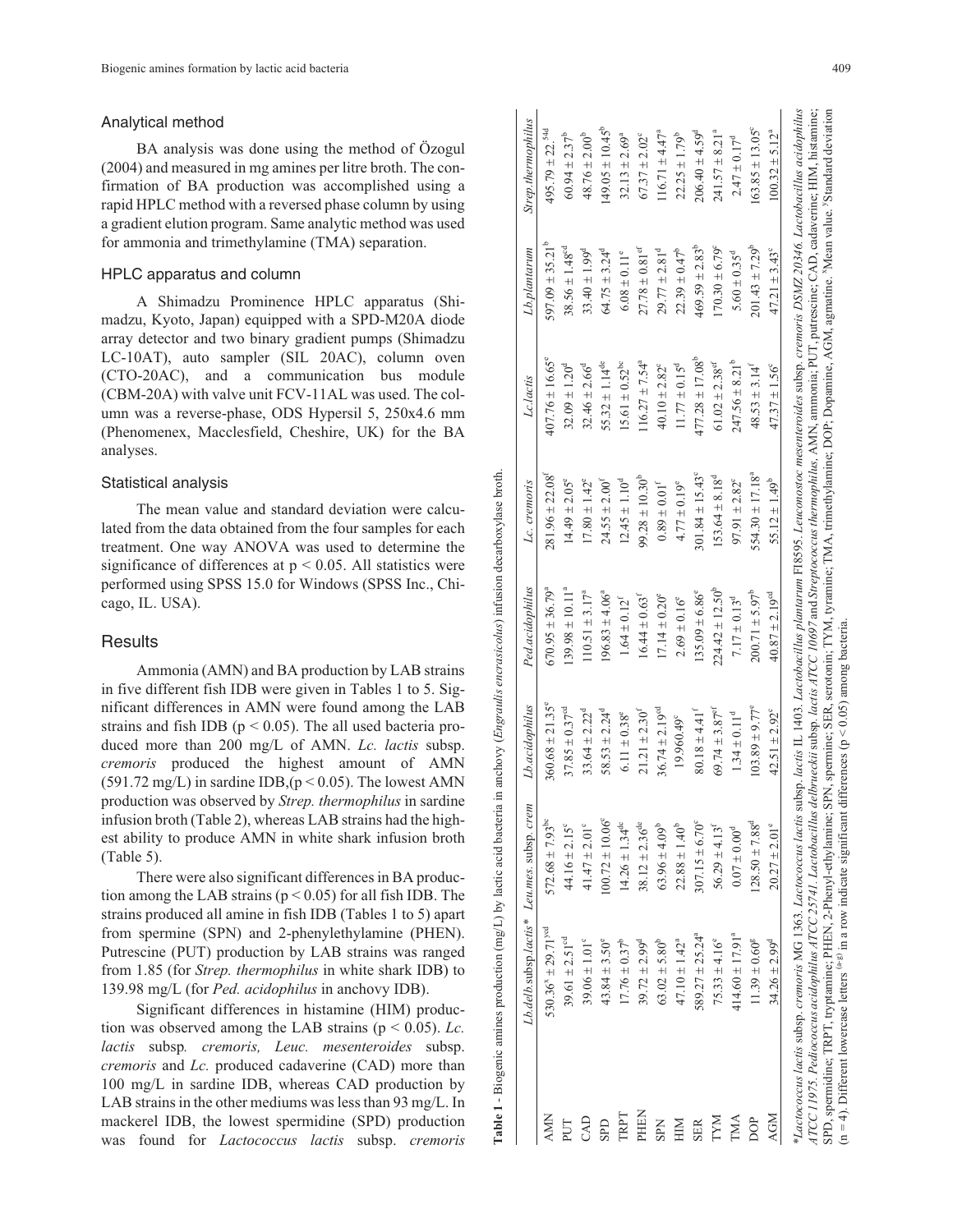## Analytical method

BA analysis was done using the method of Özogul (2004) and measured in mg amines per litre broth. The confirmation of BA production was accomplished using a rapid HPLC method with a reversed phase column by using a gradient elution program. Same analytic method was used for ammonia and trimethylamine (TMA) separation.

## HPLC apparatus and column

A Shimadzu Prominence HPLC apparatus (Shimadzu, Kyoto, Japan) equipped with a SPD-M20A diode array detector and two binary gradient pumps (Shimadzu LC-10AT), auto sampler (SIL 20AC), column oven (CTO-20AC), and a communication bus module (CBM-20A) with valve unit FCV-11AL was used. The column was a reverse-phase, ODS Hypersil 5, 250x4.6 mm (Phenomenex, Macclesfield, Cheshire, UK) for the BA analyses.

## Statistical analysis

The mean value and standard deviation were calculated from the data obtained from the four samples for each treatment. One way ANOVA was used to determine the significance of differences at $p < 0.05$. All statistics were performed using SPSS 15.0 for Windows (SPSS Inc., Chicago, IL. USA).

## Results

Ammonia (AMN) and BA production by LAB strains in five different fish IDB were given in Tables 1 to 5. Significant differences in AMN were found among the LAB strains and fish IDB ($p < 0.05$). The all used bacteria produced more than 200 mg/L of AMN. *Lc. lactis* subsp. *cremoris* produced the highest amount of AMN (591.72 mg/L) in sardine IDB,($p < 0.05$). The lowest AMN production was observed by *Strep. thermophilus* in sardine infusion broth (Table 2), whereas LAB strains had the highest ability to produce AMN in white shark infusion broth (Table 5).

There were also significant differences in BA production among the LAB strains ($p < 0.05$) for all fish IDB. The strains produced all amine in fish IDB (Tables 1 to 5) apart from spermine (SPN) and 2-phenylethylamine (PHEN). Putrescine (PUT) production by LAB strains was ranged from 1.85 (for *Strep. thermophilus* in white shark IDB) to 139.98 mg/L (for *Ped. acidophilus* in anchovy IDB).

Significant differences in histamine (HIM) production was observed among the LAB strains ($p < 0.05$). *Lc. lactis* subsp. *cremoris, Leuc. mesenteroides* subsp. *cremoris* and *Lc.* produced cadaverine (CAD) more than 100 mg/L in sardine IDB, whereas CAD production by LAB strains in the other mediums was less than 93 mg/L. In mackerel IDB, the lowest spermidine (SPD) production was found for *Lactococcus lactis* subsp. *cremoris*

**Table 1** - Biogenic amines production (mg/L) by lactic acid bacteria in anchovy (*Engraulis encrasicolus*) infusion decarboxylase broth.

| | *Lb.delb* subsp.*lactis*\* | *Leu.mes.* subsp. *crem* | *Lb.acidophilus* | *Ped.acidophilus* | *Lc. cremoris* | *Lc.lactis* | *Lb.plantarum* | *Strep.thermophilus* |
|---|---|---|---|---|---|---|---|---|
| AMN | 530.36[x] ± 29.71[ycd] | 572.68 ± 7.93[bc] | 360.68 ± 21.35[e] | 670.95 ± 36.79[a] | 281.96 ± 22.08[f] | 407.76 ± 16.65[e] | 597.09 ± 35.21[b] | 495.79 ± 22.[54d] |
| PUT | 39.61 ± 2.51[cd] | 44.16 ± 2.15[c] | 37.85 ± 0.37[cd] | 139.98 ± 10.11[a] | 14.49 ± 2.05[e] | 32.09 ± 1.20[d] | 38.56 ± 1.48[cd] | 60.94 ± 2.37[b] |
| CAD | 39.06 ± 1.01[c] | 41.47 ± 2.01[c] | 33.64 ± 2.22[d] | 110.51 ± 3.17[a] | 17.80 ± 1.42[e] | 32.46 ± 2.66[d] | 33.40 ± 1.99[d] | 48.76 ± 2.00[b] |
| SPD | 43.84 ± 3.50[e] | 100.72 ± 10.06[c] | 58.53 ± 2.24[d] | 196.83 ± 4.06[a] | 24.55 ± 2.00[f] | 55.32 ± 1.14[de] | 64.75 ± 3.24[d] | 149.05 ± 10.45[b] |
| TRPT | 17.76 ± 0.37[b] | 14.26 ± 1.34[dc] | 6.11 ± 0.38[e] | 1.64 ± 0.12[f] | 12.45 ± 1.10[d] | 15.61 ± 0.52[bc] | 6.08 ± 0.11[e] | 32.13 ± 2.69[a] |
| PHEN | 39.72 ± 2.99[d] | 38.12 ± 2.36[de] | 21.21 ± 2.30[f] | 16.44 ± 0.63[f] | 99.28 ± 10.30[b] | 116.27 ± 7.54[a] | 27.78 ± 0.81[ef] | 67.37 ± 2.02[c] |
| SPN | 63.02 ± 5.80[b] | 63.96 ± 4.09[b] | 36.74 ± 2.19[cd] | 17.14 ± 0.20[e] | 0.89 ± 0.01[f] | 40.10 ± 2.82[c] | 29.77 ± 2.81[d] | 116.71 ± 4.47[a] |
| HIM | 47.10 ± 1.42[a] | 22.88 ± 1.40[b] | 19.960.49[c] | 2.69 ± 0.16[e] | 4.77 ± 0.19[e] | 11.77 ± 0.15[d] | 22.39 ± 0.47[b] | 22.25 ± 1.79[b] |
| SER | 589.27 ± 25.24[a] | 307.15 ± 6.70[c] | 80.18 ± 4.41[f] | 135.09 ± 6.86[e] | 301.84 ± 15.43[c] | 477.28 ± 17.08[b] | 469.59 ± 2.83[b] | 206.40 ± 4.59[d] |
| TYM | 75.33 ± 4.16[e] | 56.29 ± 4.13[f] | 69.74 ± 3.87[ef] | 224.42 ± 12.50[b] | 153.64 ± 8.18[d] | 61.02 ± 2.38[ef] | 170.30 ± 6.79[c] | 241.57 ± 8.21[a] |
| TMA | 414.60 ± 17.91[a] | 0.07 ± 0.00[d] | 1.34 ± 0.11[d] | 7.17 ± 0.13[d] | 97.91 ± 2.82[c] | 247.56 ± 8.21[b] | 5.60 ± 0.35[d] | 2.47 ± 0.17[d] |
| DOP | 11.39 ± 0.60[g] | 128.50 ± 7.88[d] | 103.89 ± 9.77[e] | 200.71 ± 5.97[b] | 554.30 ± 17.18[a] | 48.53 ± 3.14[f] | 201.43 ± 7.29[b] | 163.85 ± 13.05[c] |
| AGM | 34.26 ± 2.99[d] | 20.27 ± 2.01[e] | 42.51 ± 2.92[c] | 40.87 ± 2.19[cd] | 55.12 ± 1.49[b] | 47.37 ± 1.56[c] | 47.21 ± 3.43[c] | 100.32 ± 5.12[a] |

\**Lactococcus lactis* subsp. *cremoris* MG 1363. *Lactococcus lactis* subsp. *lactis* IL 1403. *Lactobacillus plantarum* FI8595. *Leuconostoc mesenteroides* subsp. *cremoris DSMZ 20346. Lactobacillus acidophilus ATCC 11975. Pediococcus acidophilus ATCC 25741. Lactobacillus delbrueckii* subsp. *lactis ATCC 10697* and *Streptococcus thermophilus*. AMN, ammonia; PUT, putrescine; CAD, cadaverine; HIM, histamine; SPD, spermidine; TRPT, tryptamine; PHEN, 2-Phenyl-ethylamine; SPN, spermine; SER, serotonin; TYM, tyramine; TMA, trimethylamine; DOP; Dopamine, AGM, agmatine. [x]Mean value. [y]Standard deviation (n = 4). Different lowercase letters [(a-g)] in a row indicate significant differences ($p < 0.05$) among bacteria.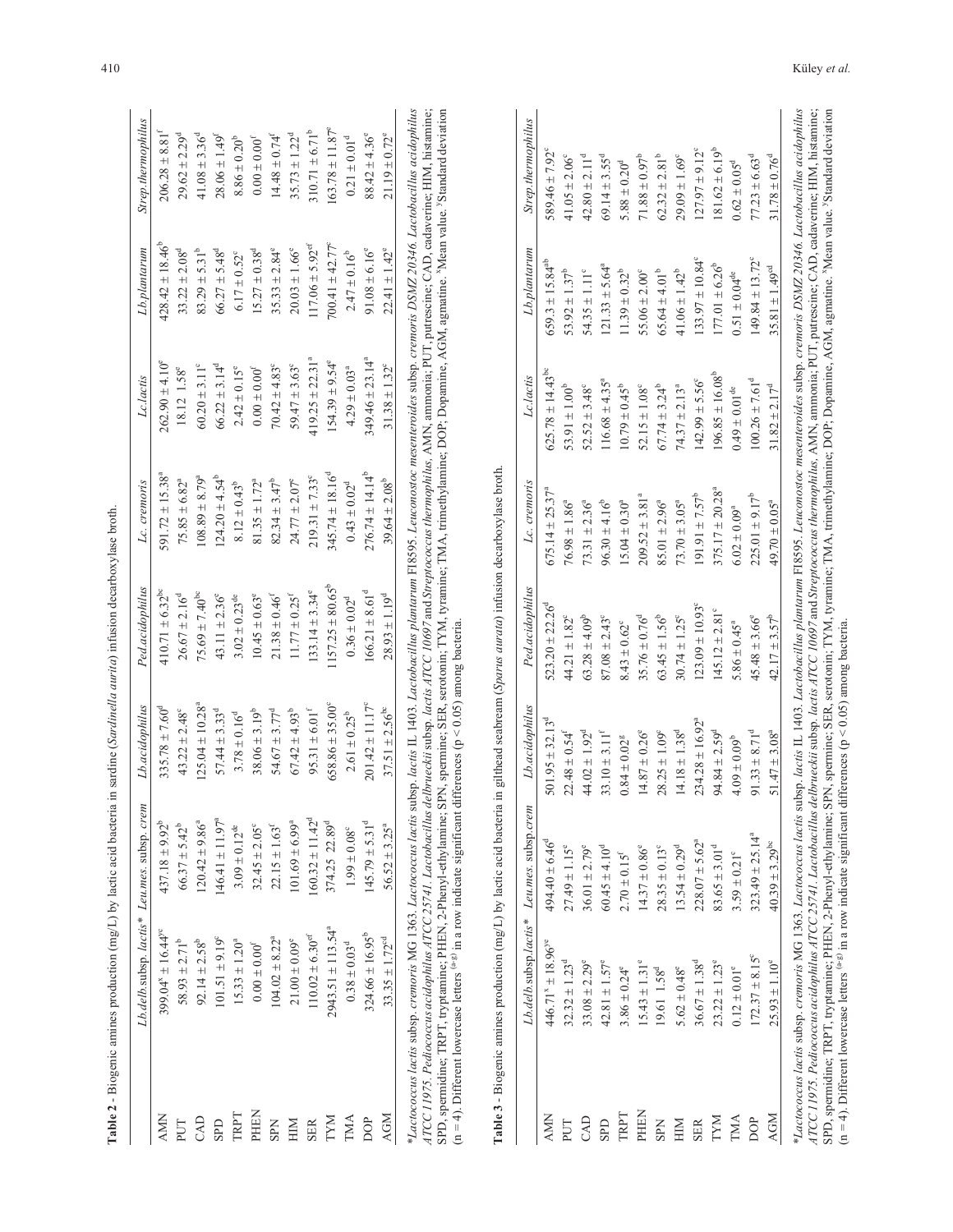**Table 2** - Biogenic amines production (mg/L) by lactic acid bacteria in sardine (*Sardinella aurita*) infusion decarboxylase broth.

| | *Lb.delb.*subsp. *lactis\** | *Leu.mes.* subsp. *crem* | *Lb.acidophilus* | *Ped.acidophilus* | *Lc. cremoris* | *Lc.lactis* | *Lb.plantarum* | *Strep.thermophilus* |
|---|---|---|---|---|---|---|---|---|
| AMN | 399.04[x] ± 16.44[ye] | 437.18 ± 9.92[b] | 335.78 ± 7.60[d] | 410.71 ± 6.32[bc] | 591.72 ± 15.38[a] | 262.90 ± 4.10[e] | 428.42 ± 18.46[b] | 206.28 ± 8.81[f] |
| PUT | 58.93 ± 2.71[b] | 66.37 ± 5.42[b] | 43.22 ± 2.48[c] | 26.67 ± 2.16[d] | 75.85 ± 6.82[a] | 18.12 1.58[e] | 33.22 ± 2.08[d] | 29.62 ± 2.29[d] |
| CAD | 92.14 ± 2.58[b] | 120.42 ± 9.86[a] | 125.04 ± 10.28[a] | 75.69 ± 7.40[bc] | 108.89 ± 8.79[a] | 60.20 ± 3.11[c] | 83.29 ± 5.31[b] | 41.08 ± 3.36[d] |
| SPD | 101.51 ± 9.19[c] | 146.41 ± 11.97[a] | 57.44 ± 3.33[d] | 43.11 ± 2.36[e] | 124.20 ± 4.54[b] | 66.22 ± 3.14[d] | 66.27 ± 5.48[d] | 28.06 ± 1.49[f] |
| TRPT | 15.33 ± 1.20[a] | 3.09 ± 0.12[de] | 3.78 ± 0.16[d] | 3.02 ± 0.23[de] | 8.12 ± 0.43[b] | 2.42 ± 0.15[e] | 6.17 ± 0.52[c] | 8.86 ± 0.20[b] |
| PHEN | 0.00 ± 0.00[f] | 32.45 ± 2.05[c] | 38.06 ± 3.19[b] | 10.45 ± 0.63[e] | 81.35 ± 1.72[a] | 0.00 ± 0.00[f] | 15.27 ± 0.38[d] | 0.00 ± 0.00[f] |
| SPN | 104.02 ± 8.22[a] | 22.15 ± 1.63[f] | 54.67 ± 3.77[d] | 21.38 ± 0.46[f] | 82.34 ± 3.47[b] | 70.42 ± 4.83[c] | 35.33 ± 2.84[e] | 14.48 ± 0.74[f] |
| HIM | 21.00 ± 0.09[e] | 101.69 ± 6.99[a] | 67.42 ± 4.93[b] | 11.77 ± 0.25[f] | 24.77 ± 2.07[e] | 59.47 ± 3.63[c] | 20.03 ± 1.66[e] | 35.73 ± 1.22[d] |
| SER | 110.02 ± 6.30[ef] | 160.32 ± 11.42[d] | 95.31 ± 6.01[f] | 133.14 ± 3.34[e] | 219.31 ± 7.33[c] | 419.25 ± 22.31[a] | 117.06 ± 5.92[ef] | 310.71 ± 6.71[b] |
| TYM | 2943.51 ± 113.54[a] | 374.25 22.89[d] | 658.86 ± 35.00[c] | 1157.25 ± 80.65[b] | 345.74 ± 18.16[d] | 154.39 ± 9.54[e] | 700.41 ± 42.77[c] | 163.78 ± 11.87[e] |
| TMA | 0.38 ± 0.03[d] | 1.99 ± 0.08[c] | 2.61 ± 0.25[b] | 0.36 ± 0.02[d] | 0.43 ± 0.02[d] | 4.29 ± 0.03[a] | 2.47 ± 0.16[b] | 0.21 ± 0.01[d] |
| DOP | 324.66 ± 16.95[b] | 145.79 ± 5.31[d] | 201.42 ± 11.17[c] | 166.21 ± 8.61[d] | 276.74 ± 14.14[b] | 349.46 ± 23.14[a] | 91.08 ± 6.16[e] | 88.42 ± 4.36[e] |
| AGM | 33.35 ± 1.72[cd] | 56.52 ± 3.25[a] | 37.51 ± 2.56[bc] | 28.93 ± 1.19[d] | 39.64 ± 2.08[b] | 31.38 ± 1.32[c] | 22.41 ± 1.42[e] | 21.19 ± 0.72[e] |

\**Lactococcus lactis* subsp. *cremoris* MG 1363. *Lactococcus lactis* subsp. *lactis* IL 1403. *Lactobacillus plantarum* FI8595. *Leuconostoc mesenteroides* subsp. *cremoris DSMZ 20346. Lactobacillus acidophilus ATCC 11975. Pediococcus acidophilus ATCC 25741. Lactobacillus delbrueckii* subsp. *lactis ATCC 10697* and *Streptococcus thermophilus*. AMN, ammonia; PUT, putrescine; CAD, cadaverine; HIM, histamine; SPD, spermidine; TRPT, tryptamine; PHEN, 2-Phenyl-ethylamine; SPN, spermine; SER, serotonin; TYM, tyramine; TMA, trimethylamine; DOP; Dopamine, AGM, agmatine. [x]Mean value. [y]Standard deviation (n = 4). Different lowercase letters [(a-g)] in a row indicate significant differences ($p < 0.05$) among bacteria.

**Table 3** - Biogenic amines production (mg/L) by lactic acid bacteria in gilthead seabream (*Sparus aurata*) infusion decarboxylase broth.

| | *Lb.delb* subsp.*lactis\** | *Leu.mes.* subsp.*crem* | *Lb.acidophilus* | *Ped.acidophilus* | *Lc. cremoris* | *Lc.lactis* | *Lb.plantarum* | *Strep.thermophilus* |
|---|---|---|---|---|---|---|---|---|
| AMN | 446.71[x] ± 18.96[ye] | 494.40 ± 6.46[d] | 501.95 ± 32.13[d] | 523.20 ± 22.26[d] | 675.14 ± 25.37[a] | 625.78 ± 14.45[bc] | 659.3 ± 15.84[ab] | 589.46 ± 7.92[c] |
| PUT | 32.32 ± 1.23[d] | 27.49 ± 1.15[e] | 22.48 ± 0.54[f] | 44.21 ± 1.82[c] | 76.98 ± 1.86[a] | 53.91 ± 1.00[b] | 53.92 ± 1.37[b] | 41.05 ± 2.06[c] |
| CAD | 33.08 ± 2.29[e] | 36.01 ± 2.79[e] | 44.02 ± 1.92[d] | 63.28 ± 4.09[b] | 73.31 ± 2.36[a] | 52.52 ± 3.48[c] | 54.35 ± 1.11[c] | 42.80 ± 2.11[d] |
| SPD | 42.81 ± 1.57[e] | 60.45 ± 4.10[d] | 33.10 ± 3.11[f] | 87.08 ± 2.43[c] | 96.30 ± 4.16[b] | 116.68 ± 4.35[a] | 121.33 ± 5.64[a] | 69.14 ± 3.55[d] |
| TRPT | 3.86 ± 0.24[e] | 2.70 ± 0.15[f] | 0.84 ± 0.02[g] | 8.43 ± 0.62[c] | 15.04 ± 0.30[a] | 10.79 ± 0.45[b] | 11.39 ± 0.32[b] | 5.88 ± 0.20[d] |
| PHEN | 15.43 ± 1.31[e] | 14.37 ± 0.86[e] | 14.87 ± 0.26[e] | 35.76 ± 0.76[d] | 209.52 ± 3.81[a] | 52.15 ± 1.08[c] | 55.06 ± 2.00[c] | 71.88 ± 0.97[b] |
| SPN | 19.61 1.58[d] | 28.35 ± 0.13[c] | 28.25 ± 1.09[c] | 63.45 ± 1.56[b] | 85.01 ± 2.96[a] | 67.74 ± 3.24[b] | 65.64 ± 4.01[b] | 62.32 ± 2.81[b] |
| HIM | 5.62 ± 0.48[e] | 13.54 ± 0.29[d] | 14.18 ± 1.38[d] | 30.74 ± 1.25[c] | 73.70 ± 3.05[a] | 74.37 ± 2.13[a] | 41.06 ± 1.42[b] | 29.09 ± 1.69[c] |
| SER | 36.67 ± 1.38[d] | 228.07 ± 5.62[a] | 234.28 ± 16.92[a] | 123.09 ± 10.93[c] | 191.91 ± 7.57[b] | 142.99 ± 5.56[c] | 133.97 ± 10.84[c] | 127.97 ± 9.12[c] |
| TYM | 23.22 ± 1.23[e] | 83.65 ± 3.01[d] | 94.84 ± 2.59[d] | 145.12 ± 2.81[c] | 375.17 ± 20.28[a] | 196.85 ± 16.08[b] | 177.01 ± 6.26[b] | 181.62 ± 6.19[b] |
| TMA | 0.12 ± 0.01[e] | 3.59 ± 0.21[c] | 4.09 ± 0.09[b] | 5.86 ± 0.45[a] | 6.02 ± 0.09[a] | 0.49 ± 0.01[de] | 0.51 ± 0.04[de] | 0.62 ± 0.05[d] |
| DOP | 172.37 ± 8.15[c] | 323.49 ± 25.14[a] | 91.33 ± 8.71[d] | 45.48 ± 3.66[e] | 225.01 ± 9.17[b] | 100.26 ± 7.61[d] | 149.84 ± 13.72[c] | 77.23 ± 6.63[d] |
| AGM | 25.93 ± 1.10[e] | 40.39 ± 3.29[bc] | 51.47 ± 3.08[a] | 42.17 ± 3.57[b] | 49.70 ± 0.05[a] | 31.82 ± 2.17[d] | 35.81 ± 1.49[cd] | 31.78 ± 0.76[d] |

\**Lactococcus lactis* subsp. *cremoris* MG 1363. *Lactococcus lactis* subsp. *lactis* IL 1403. *Lactobacillus plantarum* FI8595. *Leuconostoc mesenteroides* subsp. *cremoris DSMZ 20346. Lactobacillus acidophilus ATCC 11975. Pediococcus acidophilus ATCC 25741. Lactobacillus delbrueckii* subsp. *lactis ATCC 10697* and *Streptococcus thermophilus*. AMN, ammonia; PUT, putrescine; CAD, cadaverine; HIM, histamine; SPD, spermidine; TRPT, tryptamine; PHEN, 2-Phenyl-ethylamine; SPN, spermine; SER, serotonin; TYM, tyramine; TMA, trimethylamine; DOP; Dopamine, AGM, agmatine. [x]Mean value. [y]Standard deviation (n = 4). Different lowercase letters [(a-g)] in a row indicate significant differences ($p < 0.05$) among bacteria.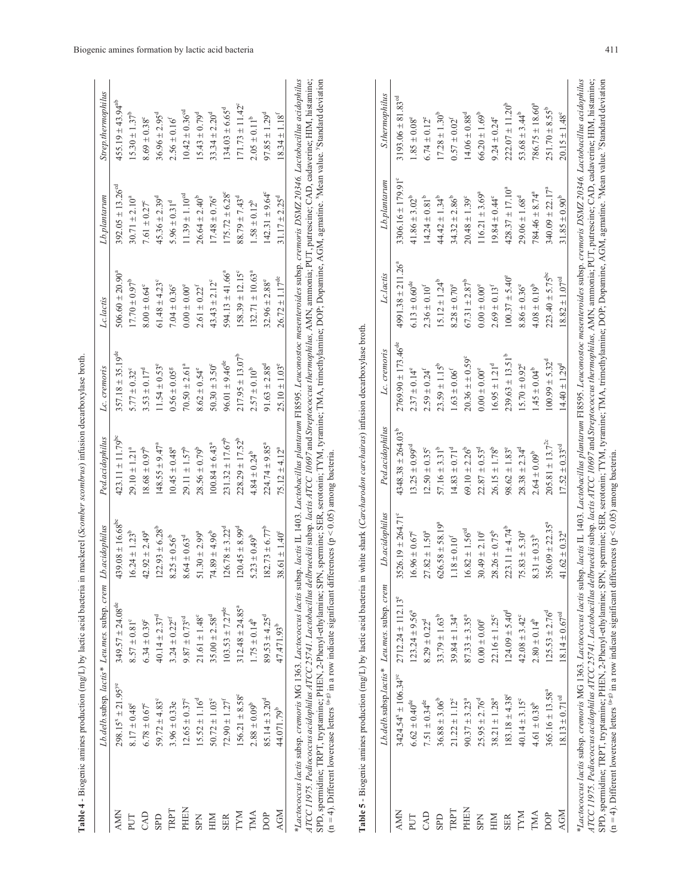**Table 4** - Biogenic amines production (mg/L) by lactic acid bacteria in mackerel (*Scomber scombrus*) infusion decarboxylase broth.

| | *Lb.delb.*subsp. *lactis** | *Leu.mes.* subsp. *crem* | *Lb.acidophilus* | *Ped.acidophilus* | *Lc. cremoris* | *Lc.lactis* | *Lb.plantarum* | *Strep.thermophilus* |
|---|---|---|---|---|---|---|---|---|
| AMN | 298.15[x] ± 21.95[ye] | 349.57 ± 24.08[de] | 439.08 ± 16.68[bc] | 423.11 ± 11.79[bc] | 357.18 ± 35.19[de] | 506.60 ± 20.90[a] | 392.05 ± 13.26[cd] | 455.19 ± 43.94[ab] |
| PUT | 8.17 ± 0.48[c] | 8.57 ± 0.81[c] | 16.24 ± 1.23[b] | 29.10 ± 1.21[a] | 5.77 ± 0.32[c] | 17.70 ± 0.97[b] | 30.71 ± 2.10[a] | 15.30 ± 1.37[b] |
| CAD | 6.78 ± 0.67[c] | 6.34 ± 0.39[c] | 42.92 ± 2.49[a] | 18.68 ± 0.97[b] | 3.53 ± 0.17[d] | 8.00 ± 0.64[c] | 7.61 ± 0.27[c] | 8.69 ± 0.38[c] |
| SPD | 59.72 ± 4.83[c] | 40.14 ± 2.37[d] | 122.93 ± 6.28[b] | 148.55 ± 9.47[a] | 11.54 ± 0.53[e] | 61.48 ± 4.23[c] | 45.36 ± 2.39[d] | 36.96 ± 2.95[d] |
| TRPT | 3.96 ± 0.33e | 3.24 ± 0.22[ef] | 8.25 ± 0.56[b] | 10.45 ± 0.48[a] | 0.56 ± 0.05[g] | 7.04 ± 0.36[c] | 5.96 ± 0.31[d] | 2.56 ± 0.16[f] |
| PHEN | 12.65 ± 0.37[c] | 9.87 ± 0.73[cd] | 8.64 ± 0.63[d] | 29.11 ± 1.57[b] | 70.50 ± 2.61[a] | 0.00 ± 0.00[e] | 11.39 ± 1.10[cd] | 10.42 ± 0.36[cd] |
| SPN | 15.52 ± 1.16[d] | 21.61 ± 1.48[c] | 51.30 ± 2.99[a] | 28.56 ± 0.79[b] | 8.62 ± 0.54[e] | 2.61 ± 0.22[f] | 26.64 ± 2.40[b] | 15.43 ± 0.79[d] |
| HIM | 50.72 ± 1.03[c] | 35.00 ± 2.58[d] | 74.89 ± 4.96[b] | 100.84 ± 6.43[a] | 50.30 ± 3.50[c] | 43.43 ± 2.12[c] | 17.48 ± 0.76[e] | 33.34 ± 2.20[d] |
| SER | 72.90 ± 1.27[f] | 103.53 ± 7.27[de] | 126.78 ± 3.22[d] | 231.32 ± 17.67[b] | 96.01 ± 9.46[de] | 594.13 ± 41.66[a] | 175.72 ± 6.28[c] | 134.03 ± 6.65[d] |
| TYM | 156.21 ± 8.58[c] | 312.48 ± 24.85[a] | 120.45 ± 8.99[d] | 228.29 ± 17.52[b] | 217.95 ± 13.07[b] | 158.39 ± 12.15[c] | 88.79 ± 7.43[d] | 171.73 ± 11.42[c] |
| TMA | 2.88 ± 0.09[b] | 1.75 ± 0.14[b] | 5.23 ± 0.49[b] | 4.84 ± 0.24[b] | 2.57 ± 0.10[b] | 132.71 ± 10.63[a] | 1.58 ± 0.12[b] | 2.05 ± 0.11[b] |
| DOP | 85.14 ± 3.20[d] | 89.53 ± 4.25[d] | 182.73 ± 6.77[b] | 224.74 ± 9.85[a] | 91.63 ± 2.88[d] | 32.96 ± 2.88[e] | 142.31 ± 9.64[c] | 97.85 ± 1.29[d] |
| AGM | 44.071.79[b] | 47.471.93[b] | 38.61 ± 1.40[c] | 75.12 ± 4.12[a] | 25.10 ± 1.03[e] | 26.72 ± 1.17[de] | 31.17 ± 2.25[d] | 18.34 ± 1.18[f] |

**Lactococcus lactis* subsp. *cremoris* MG 1363. *Lactococcus lactis* subsp. *lactis* IL 1403. *Lactobacillus plantarum* FI8595. *Leuconostoc mesenteroides* subsp. *cremoris DSMZ 20346. Lactobacillus acidophilus ATCC 11975. Pediococcus acidophilus ATCC 25741. Lactobacillus delbrueckii* subsp. *lactis ATCC 10697* and *Streptococcus thermophilus.* AMN, ammonia; PUT, putrescine; CAD, cadaverine; HIM, histamine; SPD, spermidine; TRPT, tryptamine; PHEN, 2-Phenyl-ethylamine; SPN, spermine; SER, serotonin; TYM, tyramine; TMA, trimethylamine; DOP, Dopamine, AGM, agmatine. [x]Mean value. [y]Standard deviation (n = 4). Different lowercase letters [(a-g)] in a row indicate significant differences (p < 0.05) among bacteria.

**Table 5** - Biogenic amines production (mg/L) by lactic acid bacteria in white shark (*Carcharodon carchairas*) infusion decarboxylase broth.

| | *Lb.delb* subsp *lactis** | *Leu.mes.* subsp. *crem* | *Lb.acidophilus* | *Ped.acidophilus* | *Lc. cremoris* | *Lc.lactis* | *Lb.plantarum* | *S.thermophilus* |
|---|---|---|---|---|---|---|---|---|
| AMN | 3424.54[x] ± 106.34[ye] | 2712.24 ± 112.15[e] | 3526.19 ± 264.71[c] | 4348.38 ± 264.03[b] | 2769.90 ± 173.46[de] | 4991.38 ± 211.26[a] | 3306.16 ± 179.91[c] | 3193.06 ± 81.83[cd] |
| PUT | 6.62 ± 0.40[de] | 123.24 ± 9.56[a] | 16.96 ± 0.67[c] | 13.25 ± 0.99[cd] | 2.37 ± 0.14[e] | 6.13 ± 0.60[de] | 41.86 ± 3.02[b] | 1.85 ± 0.08[e] |
| CAD | 7.51 ± 0.34[de] | 8.29 ± 0.22[d] | 27.82 ± 1.50[a] | 12.50 ± 0.35[c] | 2.59 ± 0.24[f] | 2.36 ± 0.10[f] | 14.24 ± 0.81[b] | 6.74 ± 0.12[e] |
| SPD | 36.88 ± 3.06[b] | 33.79 ± 1.63[b] | 626.58 ± 58.19[a] | 57.16 ± 3.31[b] | 23.59 ± 1.15[b] | 15.12 ± 1.24[b] | 44.42 ± 1.34[b] | 17.28 ± 1.30[b] |
| TRPT | 21.22 ± 1.12[c] | 39.84 ± 1.34[a] | 1.18 ± 0.10[f] | 14.83 ± 0.71[d] | 1.63 ± 0.06[f] | 8.28 ± 0.70[e] | 34.32 ± 2.86[b] | 0.57 ± 0.02[f] |
| PHEN | 90.37 ± 3.23[a] | 87.33 ± 3.35[a] | 16.82 ± 1.56[cd] | 69.10 ± 2.26[b] | 20.36 ± 0.59[c] | 67.31 ± 2.87[b] | 20.48 ± 1.39[c] | 14.06 ± 0.88[d] |
| SPN | 25.95 ± 2.76[d] | 0.00 ± 0.00[e] | 30.49 ± 2.10[c] | 22.87 ± 0.53[d] | 0.00 ± 0.00[e] | 0.00 ± 0.00[e] | 116.21 ± 3.69[a] | 66.20 ± 1.69[b] |
| HIM | 38.21 ± 1.28[a] | 22.16 ± 1.25[c] | 28.26 ± 0.75[b] | 26.15 ± 1.78[b] | 16.95 ± 1.21[d] | 2.69 ± 0.13[f] | 19.84 ± 0.44[c] | 9.24 ± 0.24[e] |
| SER | 183.18 ± 4.38[c] | 124.09 ± 5.40[d] | 223.11 ± 4.74[b] | 98.62 ± 1.83[e] | 239.63 ± 13.51[b] | 100.37 ± 5.40[e] | 428.37 ± 17.10[a] | 222.07 ± 11.20[b] |
| TYM | 40.14 ± 3.15[c] | 42.08 ± 3.42[c] | 75.83 ± 5.30[a] | 28.38 ± 2.34[d] | 15.70 ± 0.92[e] | 8.86 ± 0.36[e] | 29.06 ± 1.68[d] | 53.68 ± 3.44[b] |
| TMA | 4.61 ± 0.38[b] | 2.80 ± 0.14[b] | 8.31 ± 0.33[b] | 2.64 ± 0.09[b] | 1.45 ± 0.04[b] | 4.08 ± 0.19[b] | 784.46 ± 8.74[a] | 786.75 ± 18.60[a] |
| DOP | 365.16 ± 13.58[a] | 125.53 ± 2.76[d] | 356.09 ± 22.35[a] | 205.81 ± 13.7[2c] | 100.99 ± 5.32[d] | 223.40 ± 5.75[bc] | 340.09 ± 22.17[a] | 251.70 ± 8.55[b] |
| AGM | 18.13 ± 0.71[cd] | 18.14 ± 0.67[cd] | 41.62 ± 0.32[a] | 17.52 ± 0.33[cd] | 14.40 ± 1.29[d] | 18.82 ± 1.07[cd] | 31.85 ± 0.90[b] | 20.15 ± 1.48[c] |

**Lactococcus lactis* subsp. *cremoris* MG 1363. *Lactococcus lactis* subsp. *lactis* IL 1403. *Lactobacillus plantarum* FI8595. *Leuconostoc mesenteroides* subsp. *cremoris DSMZ 20346. Lactobacillus acidophilus ATCC 11975. Pediococcus acidophilus ATCC 25741. Lactobacillus delbrueckii* subsp. *lactis ATCC 10697* and *Streptococcus thermophilus.* AMN, ammonia; PUT, putrescine; CAD, cadaverine; HIM, histamine; SPD, spermidine; TRPT, tryptamine; PHEN, 2-Phenyl-ethylamine; SPN, spermine; SER, serotonin; TYM, tyramine; TMA, trimethylamine; DOP, Dopamine, AGM, agmatine. [x]Mean value. [y]Standard deviation (n = 4). Different lowercase letters [(a-g)] in a row indicate significant differences (p < 0.05) among bacteria.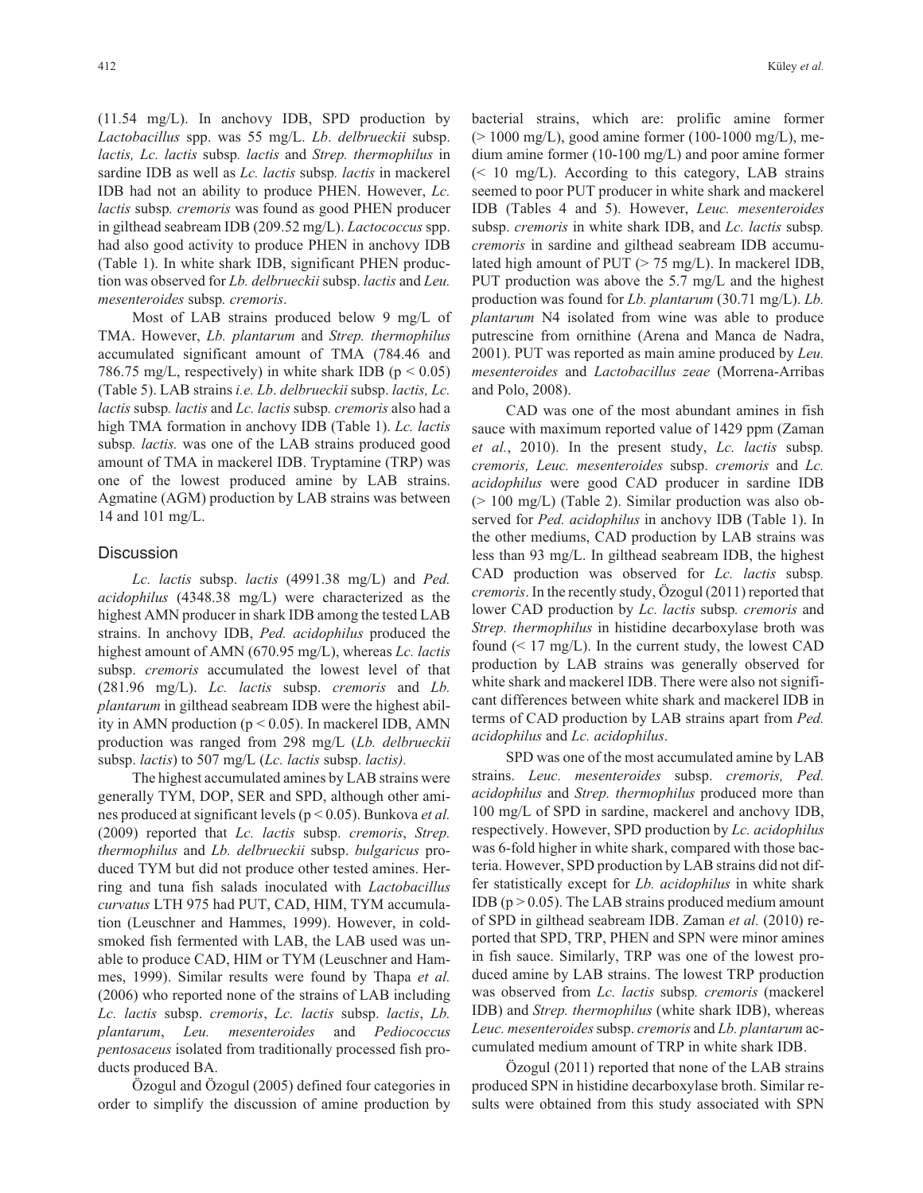(11.54 mg/L). In anchovy IDB, SPD production by *Lactobacillus* spp. was 55 mg/L. *Lb. delbrueckii* subsp. *lactis, Lc. lactis* subsp*. lactis* and *Strep. thermophilus* in sardine IDB as well as *Lc. lactis* subsp*. lactis* in mackerel IDB had not an ability to produce PHEN. However, *Lc. lactis* subsp*. cremoris* was found as good PHEN producer in gilthead seabream IDB (209.52 mg/L). *Lactococcus* spp. had also good activity to produce PHEN in anchovy IDB (Table 1). In white shark IDB, significant PHEN production was observed for *Lb. delbrueckii* subsp. *lactis* and *Leu. mesenteroides* subsp*. cremoris*.

Most of LAB strains produced below 9 mg/L of TMA. However, *Lb. plantarum* and *Strep. thermophilus* accumulated significant amount of TMA (784.46 and 786.75 mg/L, respectively) in white shark IDB ($p < 0.05$) (Table 5). LAB strains *i.e. Lb*. *delbrueckii* subsp. *lactis, Lc. lactis* subsp*. lactis* and *Lc. lactis* subsp*. cremoris* also had a high TMA formation in anchovy IDB (Table 1). *Lc. lactis* subsp*. lactis.* was one of the LAB strains produced good amount of TMA in mackerel IDB. Tryptamine (TRP) was one of the lowest produced amine by LAB strains. Agmatine (AGM) production by LAB strains was between 14 and 101 mg/L.

## Discussion

*Lc. lactis* subsp. *lactis* (4991.38 mg/L) and *Ped. acidophilus* (4348.38 mg/L) were characterized as the highest AMN producer in shark IDB among the tested LAB strains. In anchovy IDB, *Ped. acidophilus* produced the highest amount of AMN (670.95 mg/L), whereas *Lc. lactis* subsp. *cremoris* accumulated the lowest level of that (281.96 mg/L). *Lc. lactis* subsp. *cremoris* and *Lb. plantarum* in gilthead seabream IDB were the highest ability in AMN production ($p < 0.05$). In mackerel IDB, AMN production was ranged from 298 mg/L (*Lb. delbrueckii* subsp. *lactis*) to 507 mg/L (*Lc. lactis* subsp. *lactis).*

The highest accumulated amines by LAB strains were generally TYM, DOP, SER and SPD, although other amines produced at significant levels ($p < 0.05$). Bunkova *et al.* (2009) reported that *Lc. lactis* subsp. *cremoris*, *Strep. thermophilus* and *Lb. delbrueckii* subsp. *bulgaricus* produced TYM but did not produce other tested amines. Herring and tuna fish salads inoculated with *Lactobacillus curvatus* LTH 975 had PUT, CAD, HIM, TYM accumulation (Leuschner and Hammes, 1999). However, in cold-smoked fish fermented with LAB, the LAB used was unable to produce CAD, HIM or TYM (Leuschner and Hammes, 1999). Similar results were found by Thapa *et al.* (2006) who reported none of the strains of LAB including *Lc. lactis* subsp. *cremoris*, *Lc. lactis* subsp. *lactis*, *Lb. plantarum*, *Leu. mesenteroides* and *Pediococcus pentosaceus* isolated from traditionally processed fish products produced BA.

Özogul and Özogul (2005) defined four categories in order to simplify the discussion of amine production by bacterial strains, which are: prolific amine former (> 1000 mg/L), good amine former (100-1000 mg/L), medium amine former (10-100 mg/L) and poor amine former (< 10 mg/L). According to this category, LAB strains seemed to poor PUT producer in white shark and mackerel IDB (Tables 4 and 5). However, *Leuc. mesenteroides* subsp. *cremoris* in white shark IDB, and *Lc. lactis* subsp*. cremoris* in sardine and gilthead seabream IDB accumulated high amount of PUT (> 75 mg/L). In mackerel IDB, PUT production was above the 5.7 mg/L and the highest production was found for *Lb. plantarum* (30.71 mg/L). *Lb. plantarum* N4 isolated from wine was able to produce putrescine from ornithine (Arena and Manca de Nadra, 2001). PUT was reported as main amine produced by *Leu. mesenteroides* and *Lactobacillus zeae* (Morrena-Arribas and Polo, 2008).

CAD was one of the most abundant amines in fish sauce with maximum reported value of 1429 ppm (Zaman *et al.*, 2010). In the present study, *Lc. lactis* subsp*. cremoris, Leuc. mesenteroides* subsp. *cremoris* and *Lc. acidophilus* were good CAD producer in sardine IDB (> 100 mg/L) (Table 2). Similar production was also observed for *Ped. acidophilus* in anchovy IDB (Table 1). In the other mediums, CAD production by LAB strains was less than 93 mg/L. In gilthead seabream IDB, the highest CAD production was observed for *Lc. lactis* subsp*. cremoris*. In the recently study, Özogul (2011) reported that lower CAD production by *Lc. lactis* subsp*. cremoris* and *Strep. thermophilus* in histidine decarboxylase broth was found (< 17 mg/L). In the current study, the lowest CAD production by LAB strains was generally observed for white shark and mackerel IDB. There were also not significant differences between white shark and mackerel IDB in terms of CAD production by LAB strains apart from *Ped. acidophilus* and *Lc. acidophilus*.

SPD was one of the most accumulated amine by LAB strains. *Leuc. mesenteroides* subsp. *cremoris, Ped. acidophilus* and *Strep. thermophilus* produced more than 100 mg/L of SPD in sardine, mackerel and anchovy IDB, respectively. However, SPD production by *Lc. acidophilus* was 6-fold higher in white shark, compared with those bacteria. However, SPD production by LAB strains did not differ statistically except for *Lb. acidophilus* in white shark IDB ($p > 0.05$). The LAB strains produced medium amount of SPD in gilthead seabream IDB. Zaman *et al.* (2010) reported that SPD, TRP, PHEN and SPN were minor amines in fish sauce. Similarly, TRP was one of the lowest produced amine by LAB strains. The lowest TRP production was observed from *Lc. lactis* subsp*. cremoris* (mackerel IDB) and *Strep. thermophilus* (white shark IDB), whereas *Leuc. mesenteroides* subsp. *cremoris* and *Lb. plantarum* accumulated medium amount of TRP in white shark IDB.

Özogul (2011) reported that none of the LAB strains produced SPN in histidine decarboxylase broth. Similar results were obtained from this study associated with SPN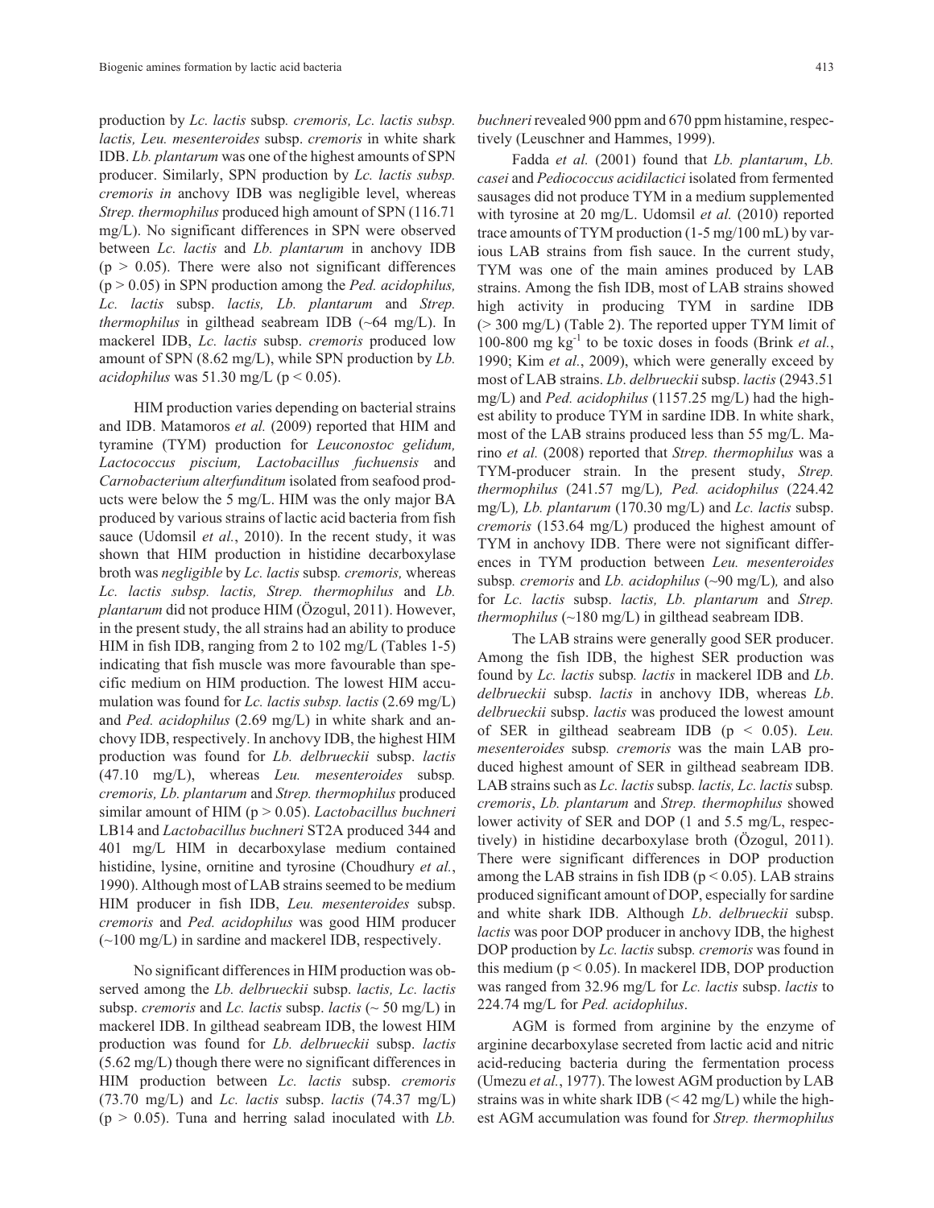production by *Lc. lactis* subsp. *cremoris, Lc. lactis subsp. lactis, Leu. mesenteroides* subsp. *cremoris* in white shark IDB. *Lb. plantarum* was one of the highest amounts of SPN producer. Similarly, SPN production by *Lc. lactis subsp. cremoris in* anchovy IDB was negligible level, whereas *Strep. thermophilus* produced high amount of SPN (116.71 mg/L). No significant differences in SPN were observed between *Lc. lactis* and *Lb. plantarum* in anchovy IDB ($p > 0.05$). There were also not significant differences ($p > 0.05$) in SPN production among the *Ped. acidophilus, Lc. lactis* subsp. *lactis, Lb. plantarum* and *Strep. thermophilus* in gilthead seabream IDB (~64 mg/L). In mackerel IDB, *Lc. lactis* subsp. *cremoris* produced low amount of SPN (8.62 mg/L), while SPN production by *Lb. acidophilus* was 51.30 mg/L ($p < 0.05$).

HIM production varies depending on bacterial strains and IDB. Matamoros *et al.* (2009) reported that HIM and tyramine (TYM) production for *Leuconostoc gelidum, Lactococcus piscium, Lactobacillus fuchuensis* and *Carnobacterium alterfunditum* isolated from seafood products were below the 5 mg/L. HIM was the only major BA produced by various strains of lactic acid bacteria from fish sauce (Udomsil *et al.*, 2010). In the recent study, it was shown that HIM production in histidine decarboxylase broth was *negligible* by *Lc. lactis* subsp. *cremoris,* whereas *Lc. lactis subsp. lactis, Strep. thermophilus* and *Lb. plantarum* did not produce HIM (Özogul, 2011). However, in the present study, the all strains had an ability to produce HIM in fish IDB, ranging from 2 to 102 mg/L (Tables 1-5) indicating that fish muscle was more favourable than specific medium on HIM production. The lowest HIM accumulation was found for *Lc. lactis subsp. lactis* (2.69 mg/L) and *Ped. acidophilus* (2.69 mg/L) in white shark and anchovy IDB, respectively. In anchovy IDB, the highest HIM production was found for *Lb. delbrueckii* subsp. *lactis* (47.10 mg/L), whereas *Leu. mesenteroides* subsp. *cremoris, Lb. plantarum* and *Strep. thermophilus* produced similar amount of HIM ($p > 0.05$). *Lactobacillus buchneri* LB14 and *Lactobacillus buchneri* ST2A produced 344 and 401 mg/L HIM in decarboxylase medium contained histidine, lysine, ornitine and tyrosine (Choudhury *et al.*, 1990). Although most of LAB strains seemed to be medium HIM producer in fish IDB, *Leu. mesenteroides* subsp. *cremoris* and *Ped. acidophilus* was good HIM producer (~100 mg/L) in sardine and mackerel IDB, respectively.

No significant differences in HIM production was observed among the *Lb. delbrueckii* subsp. *lactis, Lc. lactis* subsp. *cremoris* and *Lc. lactis* subsp. *lactis* (~ 50 mg/L) in mackerel IDB. In gilthead seabream IDB, the lowest HIM production was found for *Lb. delbrueckii* subsp. *lactis* (5.62 mg/L) though there were no significant differences in HIM production between *Lc. lactis* subsp. *cremoris* (73.70 mg/L) and *Lc. lactis* subsp. *lactis* (74.37 mg/L) ($p > 0.05$). Tuna and herring salad inoculated with *Lb. buchneri* revealed 900 ppm and 670 ppm histamine, respectively (Leuschner and Hammes, 1999).

Fadda *et al.* (2001) found that *Lb. plantarum*, *Lb. casei* and *Pediococcus acidilactici* isolated from fermented sausages did not produce TYM in a medium supplemented with tyrosine at 20 mg/L. Udomsil *et al.* (2010) reported trace amounts of TYM production (1-5 mg/100 mL) by various LAB strains from fish sauce. In the current study, TYM was one of the main amines produced by LAB strains. Among the fish IDB, most of LAB strains showed high activity in producing TYM in sardine IDB (> 300 mg/L) (Table 2). The reported upper TYM limit of 100-800 mg $kg^{-1}$ to be toxic doses in foods (Brink *et al.*, 1990; Kim *et al.*, 2009), which were generally exceed by most of LAB strains. *Lb*. *delbrueckii* subsp. *lactis* (2943.51 mg/L) and *Ped. acidophilus* (1157.25 mg/L) had the highest ability to produce TYM in sardine IDB. In white shark, most of the LAB strains produced less than 55 mg/L. Marino *et al.* (2008) reported that *Strep. thermophilus* was a TYM-producer strain. In the present study, *Strep. thermophilus* (241.57 mg/L)*, Ped. acidophilus* (224.42 mg/L)*, Lb. plantarum* (170.30 mg/L) and *Lc. lactis* subsp. *cremoris* (153.64 mg/L) produced the highest amount of TYM in anchovy IDB. There were not significant differences in TYM production between *Leu. mesenteroides* subsp*. cremoris* and *Lb. acidophilus* (~90 mg/L)*,* and also for *Lc. lactis* subsp. *lactis, Lb. plantarum* and *Strep. thermophilus* (~180 mg/L) in gilthead seabream IDB.

The LAB strains were generally good SER producer. Among the fish IDB, the highest SER production was found by *Lc. lactis* subsp*. lactis* in mackerel IDB and *Lb*. *delbrueckii* subsp. *lactis* in anchovy IDB, whereas *Lb*. *delbrueckii* subsp. *lactis* was produced the lowest amount of SER in gilthead seabream IDB ($p < 0.05$). *Leu. mesenteroides* subsp*. cremoris* was the main LAB produced highest amount of SER in gilthead seabream IDB. LAB strains such as *Lc. lactis* subsp*. lactis, Lc. lactis* subsp*. cremoris*, *Lb. plantarum* and *Strep. thermophilus* showed lower activity of SER and DOP (1 and 5.5 mg/L, respectively) in histidine decarboxylase broth (Özogul, 2011). There were significant differences in DOP production among the LAB strains in fish IDB ($p < 0.05$). LAB strains produced significant amount of DOP, especially for sardine and white shark IDB. Although *Lb*. *delbrueckii* subsp. *lactis* was poor DOP producer in anchovy IDB, the highest DOP production by *Lc. lactis* subsp*. cremoris* was found in this medium ($p < 0.05$). In mackerel IDB, DOP production was ranged from 32.96 mg/L for *Lc. lactis* subsp. *lactis* to 224.74 mg/L for *Ped. acidophilus*.

AGM is formed from arginine by the enzyme of arginine decarboxylase secreted from lactic acid and nitric acid-reducing bacteria during the fermentation process (Umezu *et al.*, 1977). The lowest AGM production by LAB strains was in white shark IDB (< 42 mg/L) while the highest AGM accumulation was found for *Strep. thermophilus*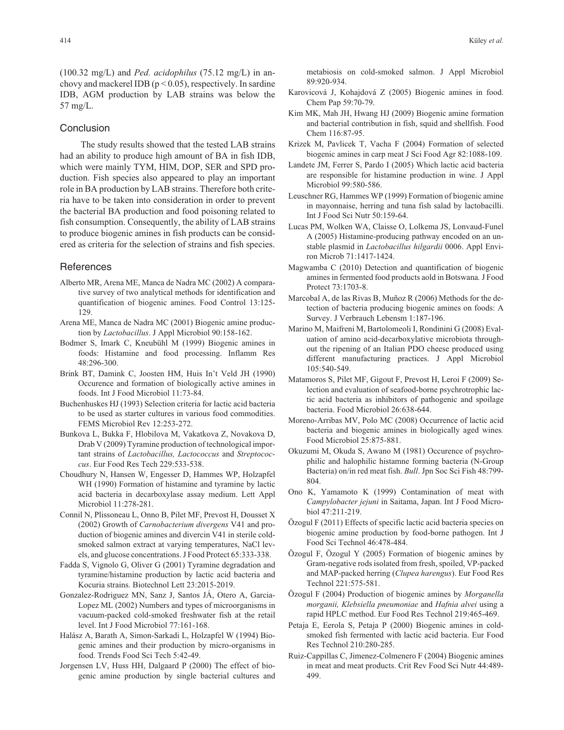(100.32 mg/L) and *Ped. acidophilus* (75.12 mg/L) in anchovy and mackerel IDB ($p < 0.05$), respectively. In sardine IDB, AGM production by LAB strains was below the 57 mg/L.

## Conclusion

The study results showed that the tested LAB strains had an ability to produce high amount of BA in fish IDB, which were mainly TYM, HIM, DOP, SER and SPD production. Fish species also appeared to play an important role in BA production by LAB strains. Therefore both criteria have to be taken into consideration in order to prevent the bacterial BA production and food poisoning related to fish consumption. Consequently, the ability of LAB strains to produce biogenic amines in fish products can be considered as criteria for the selection of strains and fish species.

## References

Alberto MR, Arena ME, Manca de Nadra MC (2002) A comparative survey of two analytical methods for identification and quantification of biogenic amines. Food Control 13:125-129.

Arena ME, Manca de Nadra MC (2001) Biogenic amine production by *Lactobacillus*. J Appl Microbiol 90:158-162.

Bodmer S, Imark C, Kneubühl M (1999) Biogenic amines in foods: Histamine and food processing. Inflamm Res 48:296-300.

Brink BT, Damink C, Joosten HM, Huis In't Veld JH (1990) Occurence and formation of biologically active amines in foods. Int J Food Microbiol 11:73-84.

Buchenhuskes HJ (1993) Selection criteria for lactic acid bacteria to be used as starter cultures in various food commodities. FEMS Microbiol Rev 12:253-272.

Bunkova L, Bukka F, Hlobilova M, Vakatkova Z, Novakova D, Drab V (2009) Tyramine production of technological important strains of *Lactobacillus, Lactococcus* and *Streptococcus*. Eur Food Res Tech 229:533-538.

Choudhury N, Hansen W, Engesser D, Hammes WP, Holzapfel WH (1990) Formation of histamine and tyramine by lactic acid bacteria in decarboxylase assay medium. Lett Appl Microbiol 11:278-281.

Connil N, Plissoneau L, Onno B, Pilet MF, Prevost H, Dousset X (2002) Growth of *Carnobacterium divergens* V41 and production of biogenic amines and divercin V41 in sterile cold-smoked salmon extract at varying temperatures, NaCl levels, and glucose concentrations. J Food Protect 65:333-338.

Fadda S, Vignolo G, Oliver G (2001) Tyramine degradation and tyramine/histamine production by lactic acid bacteria and Kocuria strains. Biotechnol Lett 23:2015-2019.

Gonzalez-Rodriguez MN, Sanz J, Santos JÁ, Otero A, Garcia-Lopez ML (2002) Numbers and types of microorganisms in vacuum-packed cold-smoked freshwater fish at the retail level. Int J Food Microbiol 77:161-168.

Halász A, Barath A, Simon-Sarkadi L, Holzapfel W (1994) Biogenic amines and their production by micro-organisms in food. Trends Food Sci Tech 5:42-49.

Jorgensen LV, Huss HH, Dalgaard P (2000) The effect of biogenic amine production by single bacterial cultures and metabiosis on cold-smoked salmon. J Appl Microbiol 89:920-934.

Karovicová J, Kohajdová Z (2005) Biogenic amines in food. Chem Pap 59:70-79.

Kim MK, Mah JH, Hwang HJ (2009) Biogenic amine formation and bacterial contribution in fish, squid and shellfish. Food Chem 116:87-95.

Krizek M, Pavlicek T, Vacha F (2004) Formation of selected biogenic amines in carp meat J Sci Food Agr 82:1088-109.

Landete JM, Ferrer S, Pardo I (2005) Which lactic acid bacteria are responsible for histamine production in wine. J Appl Microbiol 99:580-586.

Leuschner RG, Hammes WP (1999) Formation of biogenic amine in mayonnaise, herring and tuna fish salad by lactobacilli. Int J Food Sci Nutr 50:159-64.

Lucas PM, Wolken WA, Claisse O, Lolkema JS, Lonvaud-Funel A (2005) Histamine-producing pathway encoded on an unstable plasmid in *Lactobacillus hilgardii* 0006. Appl Environ Microb 71:1417-1424.

Magwamba C (2010) Detection and quantification of biogenic amines in fermented food products aold in Botswana*.* J Food Protect 73:1703-8.

Marcobal A, de las Rivas B, Muñoz R (2006) Methods for the detection of bacteria producing biogenic amines on foods: A Survey. J Verbrauch Lebensm 1:187-196.

Marino M, Maifreni M, Bartolomeoli I, Rondinini G (2008) Evaluation of amino acid-decarboxylative microbiota throughout the ripening of an Italian PDO cheese produced using different manufacturing practices. J Appl Microbiol 105:540-549.

Matamoros S, Pilet MF, Gigout F, Prevost H, Leroi F (2009) Selection and evaluation of seafood-borne psychrotrophic lactic acid bacteria as inhibitors of pathogenic and spoilage bacteria. Food Microbiol 26:638-644.

Moreno-Arribas MV, Polo MC (2008) Occurrence of lactic acid bacteria and biogenic amines in biologically aged wines*.* Food Microbiol 25:875-881.

Okuzumi M, Okuda S, Awano M (1981) Occurence of psychrophilic and halophilic histamne forming bacteria (N-Group Bacteria) on/in red meat fish. *Bull*. Jpn Soc Sci Fish 48:799-804.

Ono K, Yamamoto K (1999) Contamination of meat with *Campylobacter jejuni* in Saitama, Japan. Int J Food Microbiol 47:211-219.

Özogul F (2011) Effects of specific lactic acid bacteria species on biogenic amine production by food-borne pathogen. Int J Food Sci Technol 46:478-484.

Özogul F, Özogul Y (2005) Formation of biogenic amines by Gram-negative rods isolated from fresh, spoiled, VP-packed and MAP-packed herring (*Clupea harengus*). Eur Food Res Technol 221:575-581.

Özogul F (2004) Production of biogenic amines by *Morganella morganii, Klebsiella pneumoniae* and *Hafnia alvei* using a rapid HPLC method. Eur Food Res Technol 219:465-469.

Petaja E, Eerola S, Petaja P (2000) Biogenic amines in cold-smoked fish fermented with lactic acid bacteria. Eur Food Res Technol 210:280-285.

Ruiz-Cappillas C, Jimenez-Colmenero F (2004) Biogenic amines in meat and meat products. Crit Rev Food Sci Nutr 44:489-499.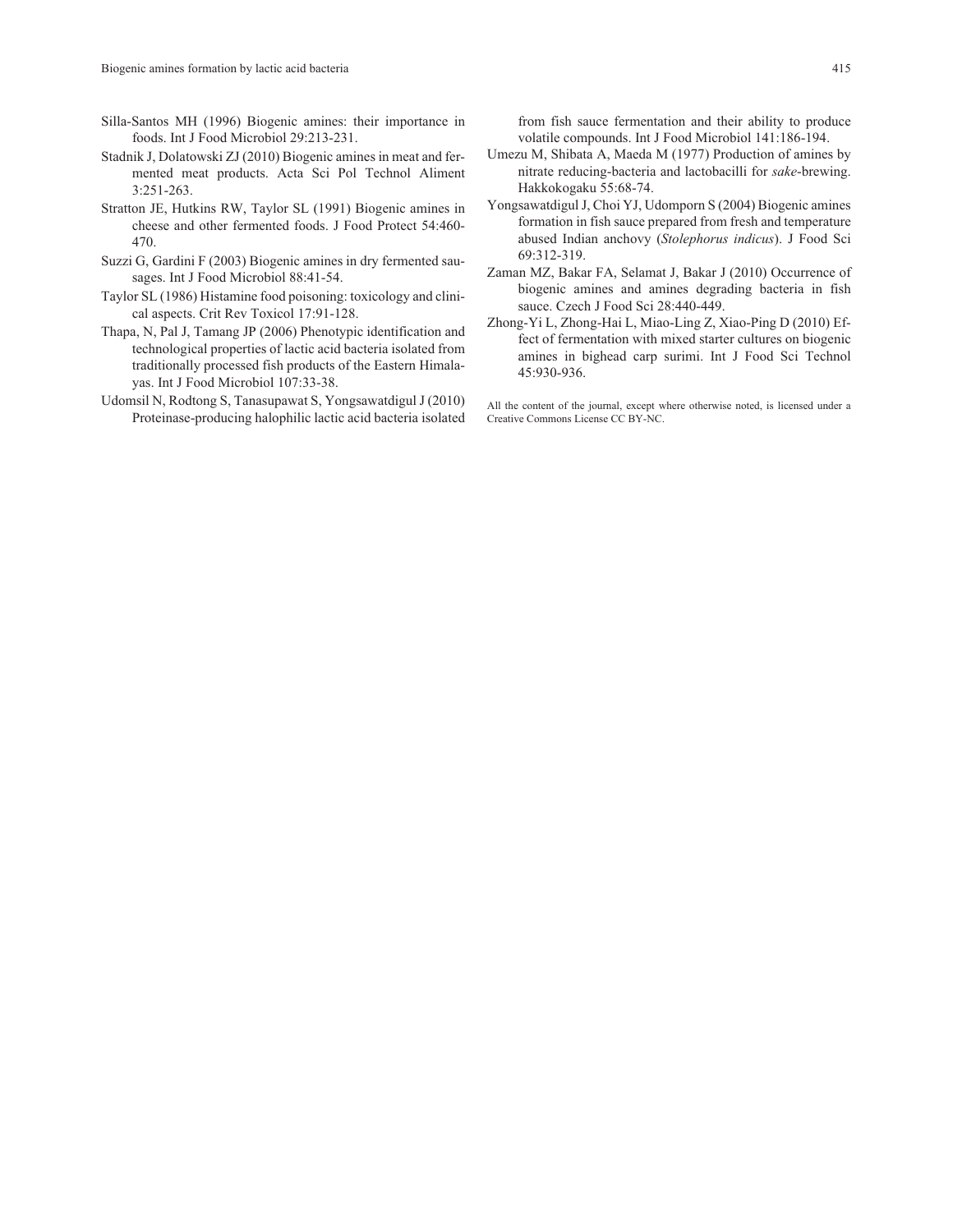Silla-Santos MH (1996) Biogenic amines: their importance in foods. Int J Food Microbiol 29:213-231.

Stadnik J, Dolatowski ZJ (2010) Biogenic amines in meat and fermented meat products. Acta Sci Pol Technol Aliment 3:251-263.

Stratton JE, Hutkins RW, Taylor SL (1991) Biogenic amines in cheese and other fermented foods. J Food Protect 54:460-470.

Suzzi G, Gardini F (2003) Biogenic amines in dry fermented sausages. Int J Food Microbiol 88:41-54.

Taylor SL (1986) Histamine food poisoning: toxicology and clinical aspects. Crit Rev Toxicol 17:91-128.

Thapa, N, Pal J, Tamang JP (2006) Phenotypic identification and technological properties of lactic acid bacteria isolated from traditionally processed fish products of the Eastern Himalayas. Int J Food Microbiol 107:33-38.

Udomsil N, Rodtong S, Tanasupawat S, Yongsawatdigul J (2010) Proteinase-producing halophilic lactic acid bacteria isolated from fish sauce fermentation and their ability to produce volatile compounds. Int J Food Microbiol 141:186-194.

Umezu M, Shibata A, Maeda M (1977) Production of amines by nitrate reducing-bacteria and lactobacilli for *sake*-brewing. Hakkokogaku 55:68-74.

Yongsawatdigul J, Choi YJ, Udomporn S (2004) Biogenic amines formation in fish sauce prepared from fresh and temperature abused Indian anchovy (*Stolephorus indicus*). J Food Sci 69:312-319.

Zaman MZ, Bakar FA, Selamat J, Bakar J (2010) Occurrence of biogenic amines and amines degrading bacteria in fish sauce. Czech J Food Sci 28:440-449.

Zhong-Yi L, Zhong-Hai L, Miao-Ling Z, Xiao-Ping D (2010) Effect of fermentation with mixed starter cultures on biogenic amines in bighead carp surimi. Int J Food Sci Technol 45:930-936.

All the content of the journal, except where otherwise noted, is licensed under a Creative Commons License CC BY-NC.